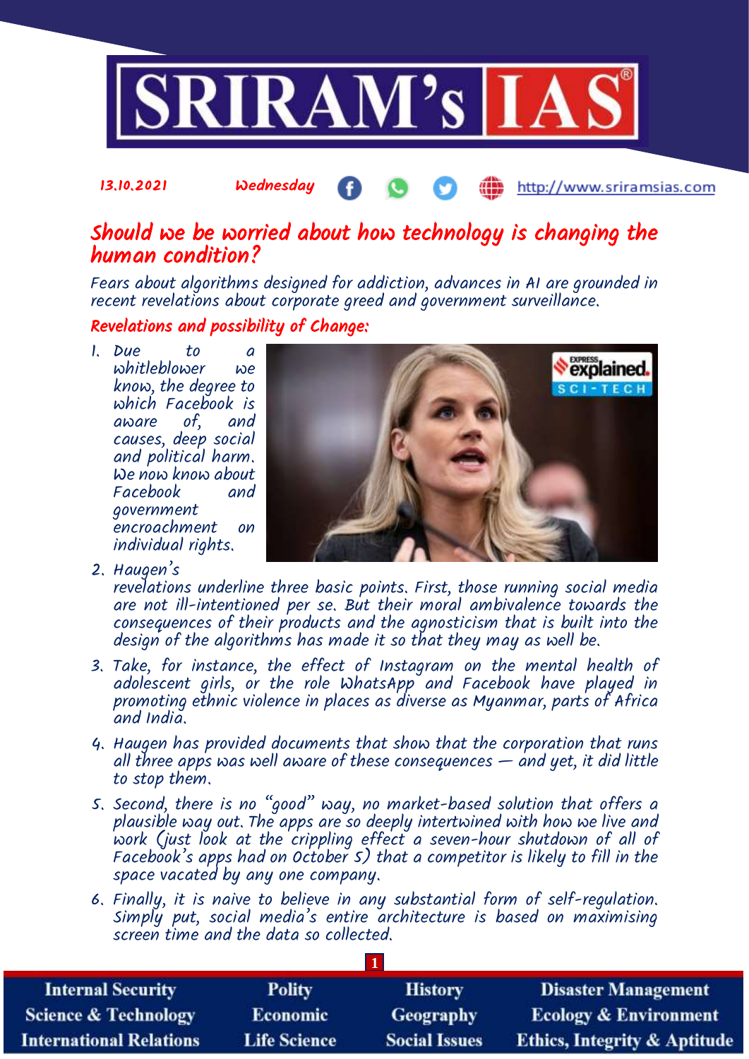13.10.2021 Wednesday http://www.sriramsias.com

# Should we be worried about how technology is changing the human condition?

*Fears about algorithms designed for addiction, advances in AI are grounded in recent revelations about corporate greed and government surveillance.*

## Revelations and possibility of Change:

1. Due to a whistleblower we know, the degree to which Facebook is aware of, and causes, deep social and political harm. We now know about Facebook and government encroachment on individual rights.
2. Haugen's revelations underline three basic points. First, those running social media are not ill-intentioned per se. But their moral ambivalence towards the consequences of their products and the agnosticism that is built into the design of the algorithms has made it so that they may as well be.
3. Take, for instance, the effect of Instagram on the mental health of adolescent girls, or the role WhatsApp and Facebook have played in promoting ethnic violence in places as diverse as Myanmar, parts of Africa and India.
4. Haugen has provided documents that show that the corporation that runs all three apps was well aware of these consequences — and yet, it did little to stop them.
5. Second, there is no "good" way, no market-based solution that offers a plausible way out. The apps are so deeply intertwined with how we live and work (just look at the crippling effect a seven-hour shutdown of all of Facebook's apps had on October 5) that a competitor is likely to fill in the space vacated by any one company.
6. Finally, it is naive to believe in any substantial form of self-regulation. Simply put, social media's entire architecture is based on maximising screen time and the data so collected.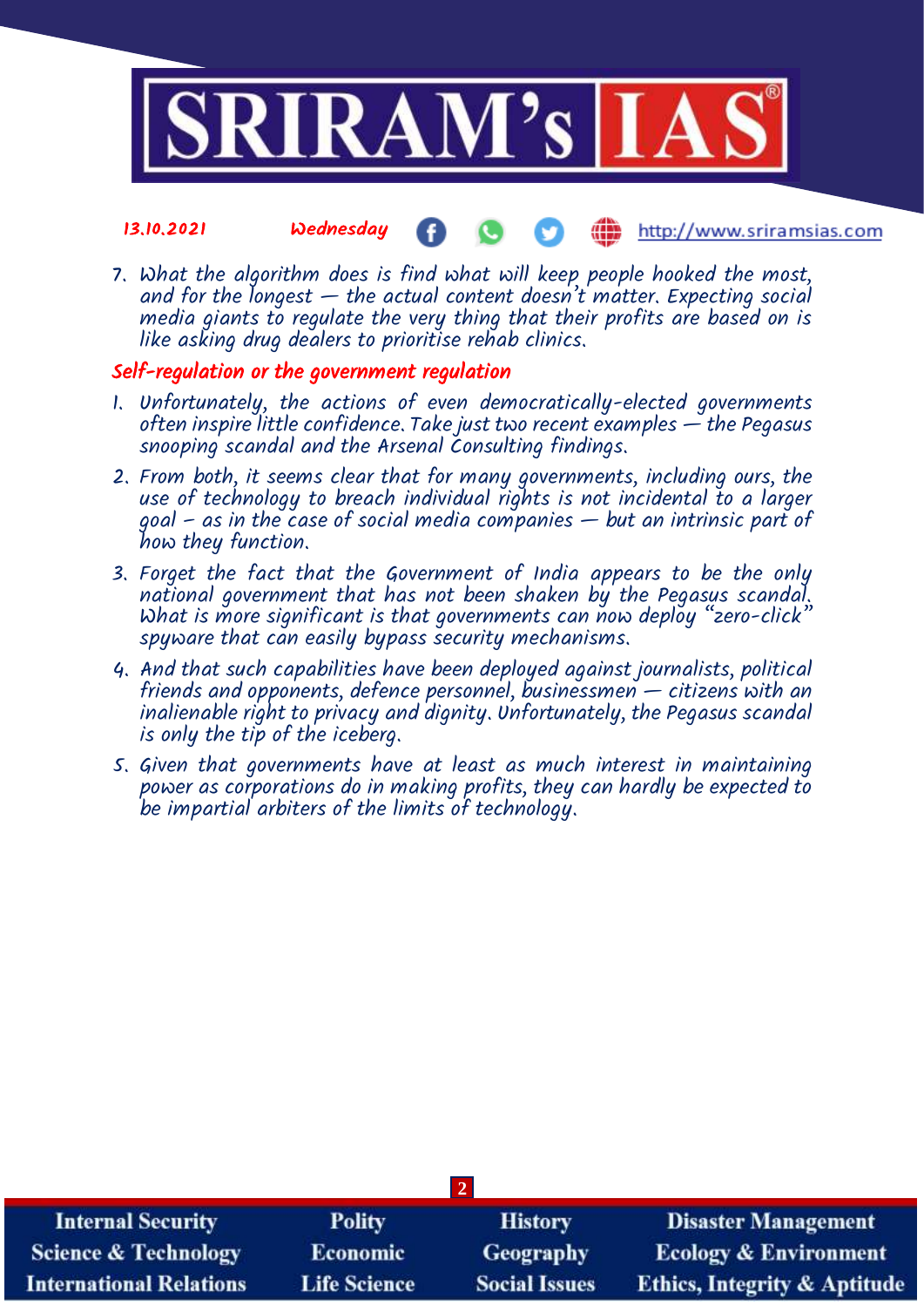7. What the algorithm does is find what will keep people hooked the most, and for the longest — the actual content doesn't matter. Expecting social media giants to regulate the very thing that their profits are based on is like asking drug dealers to prioritise rehab clinics.

## Self-regulation or the government regulation

1. Unfortunately, the actions of even democratically-elected governments often inspire little confidence. Take just two recent examples — the Pegasus snooping scandal and the Arsenal Consulting findings.
2. From both, it seems clear that for many governments, including ours, the use of technology to breach individual rights is not incidental to a larger goal – as in the case of social media companies — but an intrinsic part of how they function.
3. Forget the fact that the Government of India appears to be the only national government that has not been shaken by the Pegasus scandal. What is more significant is that governments can now deploy "zero-click" spyware that can easily bypass security mechanisms.
4. And that such capabilities have been deployed against journalists, political friends and opponents, defence personnel, businessmen — citizens with an inalienable right to privacy and dignity. Unfortunately, the Pegasus scandal is only the tip of the iceberg.
5. Given that governments have at least as much interest in maintaining power as corporations do in making profits, they can hardly be expected to be impartial arbiters of the limits of technology.